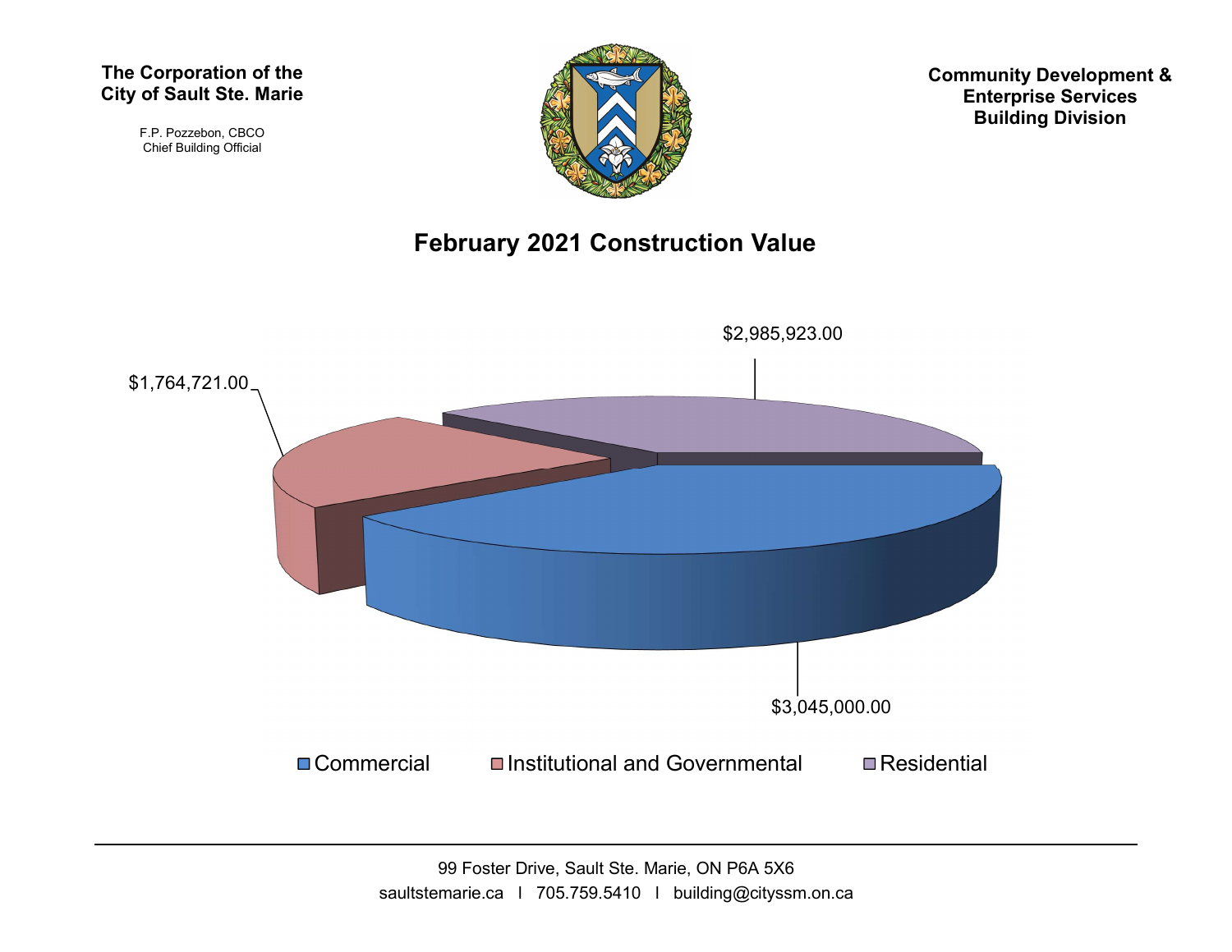**The Corporation of the City of Sault Ste. Marie**

F.P. Pozzebon, CBCO
Chief Building Official

**Community Development & Enterprise Services Building Division**

## February 2021 Construction Value

$2,985,923.00

$1,764,721.00

$3,045,000.00

Commercial | Institutional and Governmental | Residential

99 Foster Drive, Sault Ste. Marie, ON P6A 5X6
saultstemarie.ca | 705.759.5410 | building@cityssm.on.ca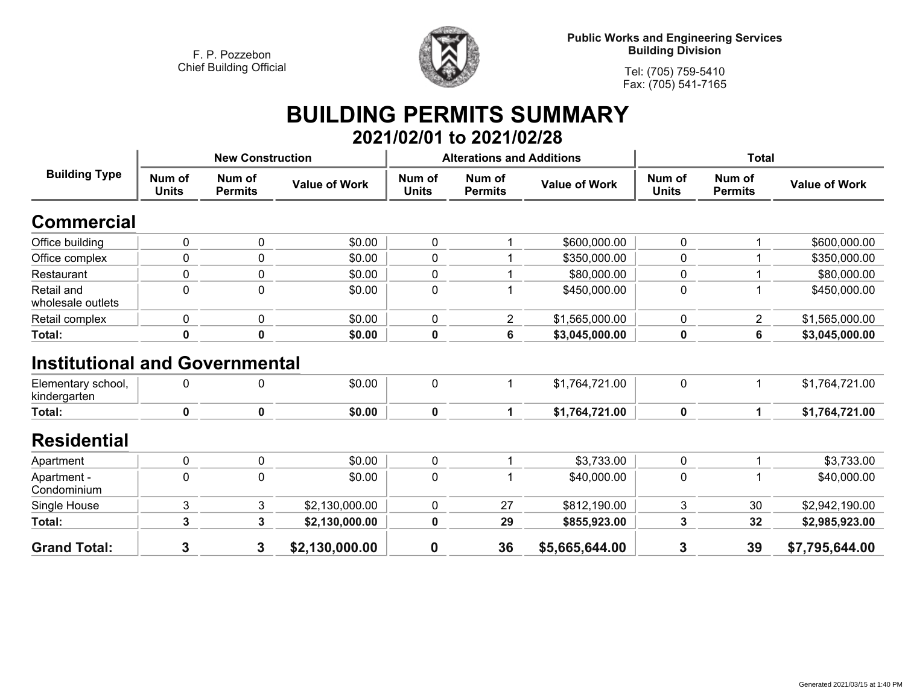F. P. Pozzebon
Chief Building Official

**Public Works and Engineering Services**
**Building Division**

Tel: (705) 759-5410
Fax: (705) 541-7165

# BUILDING PERMITS SUMMARY

## 2021/02/01 to 2021/02/28

| Building Type | New Construction | | | Alterations and Additions | | | Total | | |
|---|---|---|---|---|---|---|---|---|---|
| | Num of Units | Num of Permits | Value of Work | Num of Units | Num of Permits | Value of Work | Num of Units | Num of Permits | Value of Work |
| **Commercial** | | | | | | | | | |
| Office building | 0 | 0 | $0.00 | 0 | 1 | $600,000.00 | 0 | 1 | $600,000.00 |
| Office complex | 0 | 0 | $0.00 | 0 | 1 | $350,000.00 | 0 | 1 | $350,000.00 |
| Restaurant | 0 | 0 | $0.00 | 0 | 1 | $80,000.00 | 0 | 1 | $80,000.00 |
| Retail and wholesale outlets | 0 | 0 | $0.00 | 0 | 1 | $450,000.00 | 0 | 1 | $450,000.00 |
| Retail complex | 0 | 0 | $0.00 | 0 | 2 | $1,565,000.00 | 0 | 2 | $1,565,000.00 |
| **Total:** | **0** | **0** | **$0.00** | **0** | **6** | **$3,045,000.00** | **0** | **6** | **$3,045,000.00** |
| **Institutional and Governmental** | | | | | | | | | |
| Elementary school, kindergarten | 0 | 0 | $0.00 | 0 | 1 | $1,764,721.00 | 0 | 1 | $1,764,721.00 |
| **Total:** | **0** | **0** | **$0.00** | **0** | **1** | **$1,764,721.00** | **0** | **1** | **$1,764,721.00** |
| **Residential** | | | | | | | | | |
| Apartment | 0 | 0 | $0.00 | 0 | 1 | $3,733.00 | 0 | 1 | $3,733.00 |
| Apartment - Condominium | 0 | 0 | $0.00 | 0 | 1 | $40,000.00 | 0 | 1 | $40,000.00 |
| Single House | 3 | 3 | $2,130,000.00 | 0 | 27 | $812,190.00 | 3 | 30 | $2,942,190.00 |
| **Total:** | **3** | **3** | **$2,130,000.00** | **0** | **29** | **$855,923.00** | **3** | **32** | **$2,985,923.00** |
| **Grand Total:** | **3** | **3** | **$2,130,000.00** | **0** | **36** | **$5,665,644.00** | **3** | **39** | **$7,795,644.00** |

Generated 2021/03/15 at 1:40 PM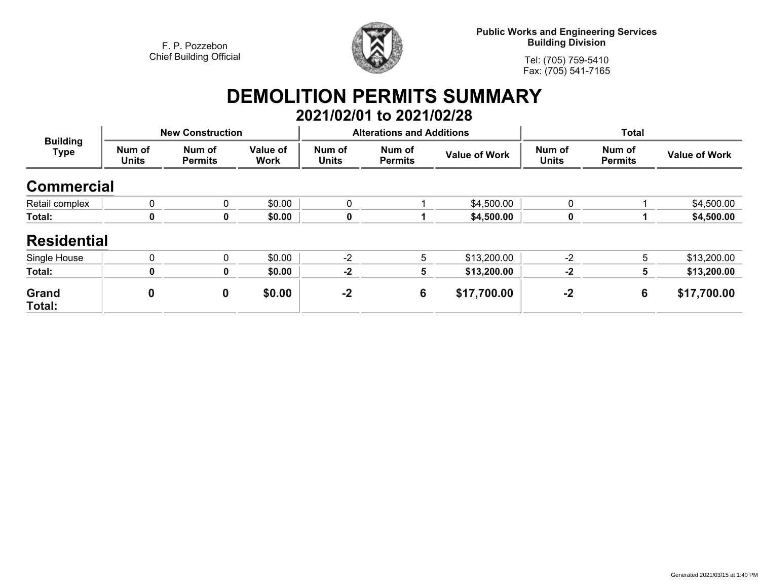F. P. Pozzebon
Chief Building Official

**Public Works and Engineering Services**
**Building Division**

Tel: (705) 759-5410
Fax: (705) 541-7165

# DEMOLITION PERMITS SUMMARY

## 2021/02/01 to 2021/02/28

| Building Type | New Construction | | | Alterations and Additions | | | Total | | |
|---|---|---|---|---|---|---|---|---|---|
| | Num of Units | Num of Permits | Value of Work | Num of Units | Num of Permits | Value of Work | Num of Units | Num of Permits | Value of Work |
| **Commercial** | | | | | | | | | |
| Retail complex | 0 | 0 | $0.00 | 0 | 1 | $4,500.00 | 0 | 1 | $4,500.00 |
| **Total:** | **0** | **0** | **$0.00** | **0** | **1** | **$4,500.00** | **0** | **1** | **$4,500.00** |
| **Residential** | | | | | | | | | |
| Single House | 0 | 0 | $0.00 | -2 | 5 | $13,200.00 | -2 | 5 | $13,200.00 |
| **Total:** | **0** | **0** | **$0.00** | **-2** | **5** | **$13,200.00** | **-2** | **5** | **$13,200.00** |
| **Grand Total:** | **0** | **0** | **$0.00** | **-2** | **6** | **$17,700.00** | **-2** | **6** | **$17,700.00** |

Generated 2021/03/15 at 1:40 PM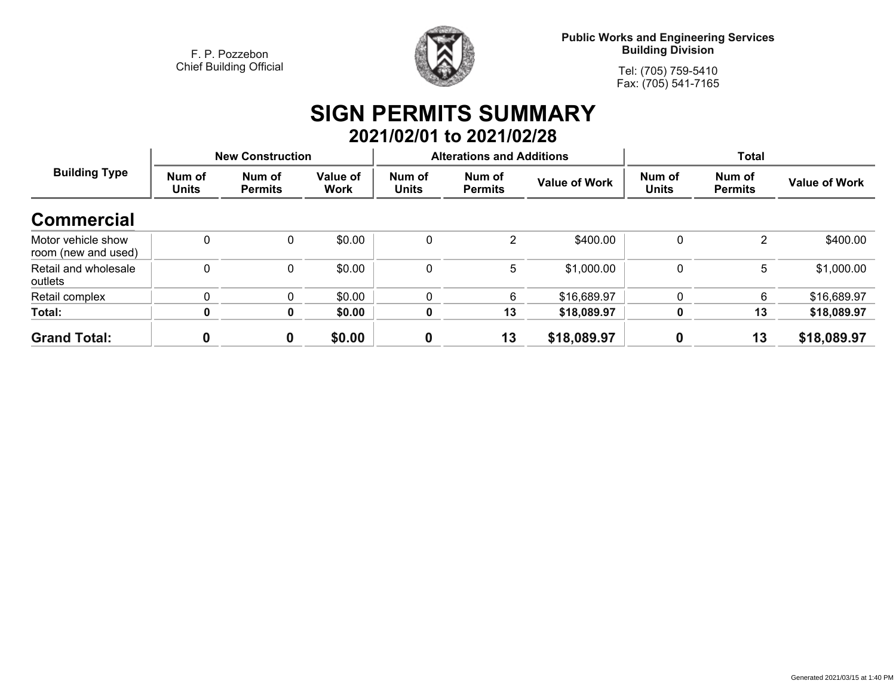F. P. Pozzebon
Chief Building Official

**Public Works and Engineering Services**
**Building Division**

Tel: (705) 759-5410
Fax: (705) 541-7165

# SIGN PERMITS SUMMARY

## 2021/02/01 to 2021/02/28

| Building Type | New Construction | | | Alterations and Additions | | | Total | | |
|---|---|---|---|---|---|---|---|---|---|
| | Num of Units | Num of Permits | Value of Work | Num of Units | Num of Permits | Value of Work | Num of Units | Num of Permits | Value of Work |
| **Commercial** | | | | | | | | | |
| Motor vehicle show room (new and used) | 0 | 0 | $0.00 | 0 | 2 | $400.00 | 0 | 2 | $400.00 |
| Retail and wholesale outlets | 0 | 0 | $0.00 | 0 | 5 | $1,000.00 | 0 | 5 | $1,000.00 |
| Retail complex | 0 | 0 | $0.00 | 0 | 6 | $16,689.97 | 0 | 6 | $16,689.97 |
| **Total:** | **0** | **0** | **$0.00** | **0** | **13** | **$18,089.97** | **0** | **13** | **$18,089.97** |
| **Grand Total:** | **0** | **0** | **$0.00** | **0** | **13** | **$18,089.97** | **0** | **13** | **$18,089.97** |

Generated 2021/03/15 at 1:40 PM